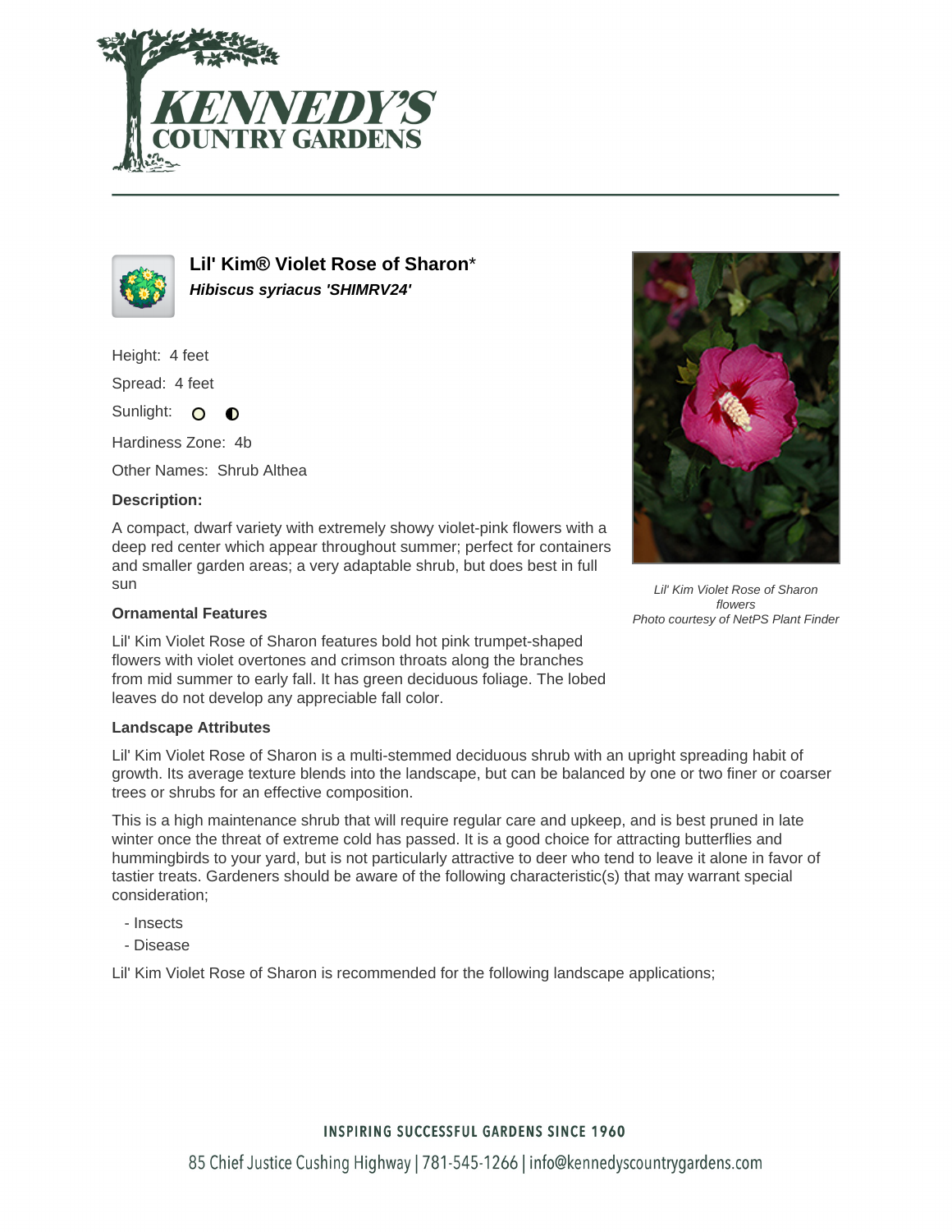# Lil' Kim® Violet Rose of Sharon*

***Hibiscus syriacus 'SHIMRV24'***

Height: 4 feet

Spread: 4 feet

Sunlight:

Hardiness Zone: 4b

Other Names: Shrub Althea

### Description:

A compact, dwarf variety with extremely showy violet-pink flowers with a deep red center which appear throughout summer; perfect for containers and smaller garden areas; a very adaptable shrub, but does best in full sun

*Lil' Kim Violet Rose of Sharon flowers*
*Photo courtesy of NetPS Plant Finder*

### Ornamental Features

Lil' Kim Violet Rose of Sharon features bold hot pink trumpet-shaped flowers with violet overtones and crimson throats along the branches from mid summer to early fall. It has green deciduous foliage. The lobed leaves do not develop any appreciable fall color.

### Landscape Attributes

Lil' Kim Violet Rose of Sharon is a multi-stemmed deciduous shrub with an upright spreading habit of growth. Its average texture blends into the landscape, but can be balanced by one or two finer or coarser trees or shrubs for an effective composition.

This is a high maintenance shrub that will require regular care and upkeep, and is best pruned in late winter once the threat of extreme cold has passed. It is a good choice for attracting butterflies and hummingbirds to your yard, but is not particularly attractive to deer who tend to leave it alone in favor of tastier treats. Gardeners should be aware of the following characteristic(s) that may warrant special consideration;

- Insects
- Disease

Lil' Kim Violet Rose of Sharon is recommended for the following landscape applications;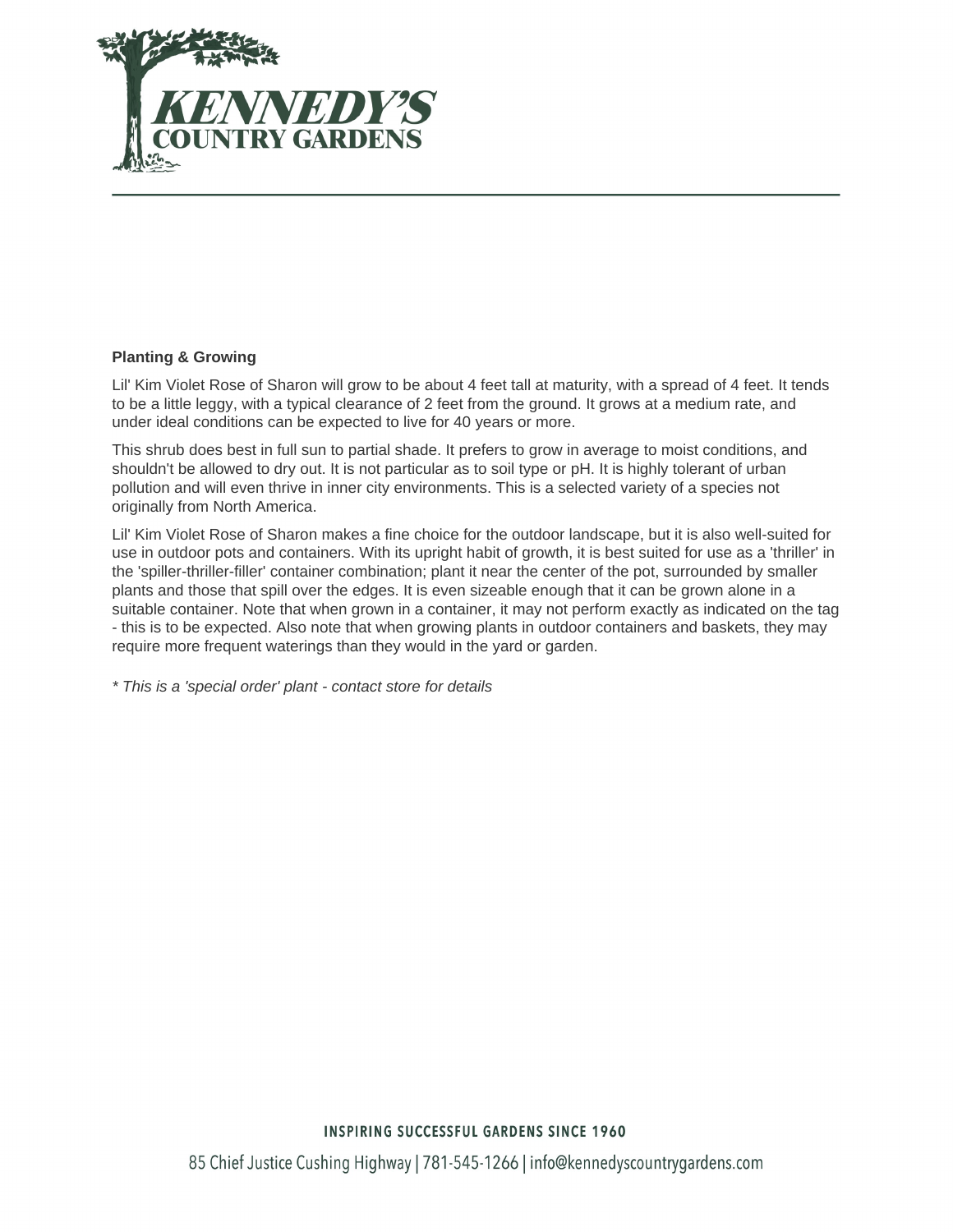**Planting & Growing**

Lil' Kim Violet Rose of Sharon will grow to be about 4 feet tall at maturity, with a spread of 4 feet. It tends to be a little leggy, with a typical clearance of 2 feet from the ground. It grows at a medium rate, and under ideal conditions can be expected to live for 40 years or more.

This shrub does best in full sun to partial shade. It prefers to grow in average to moist conditions, and shouldn't be allowed to dry out. It is not particular as to soil type or pH. It is highly tolerant of urban pollution and will even thrive in inner city environments. This is a selected variety of a species not originally from North America.

Lil' Kim Violet Rose of Sharon makes a fine choice for the outdoor landscape, but it is also well-suited for use in outdoor pots and containers. With its upright habit of growth, it is best suited for use as a 'thriller' in the 'spiller-thriller-filler' container combination; plant it near the center of the pot, surrounded by smaller plants and those that spill over the edges. It is even sizeable enough that it can be grown alone in a suitable container. Note that when grown in a container, it may not perform exactly as indicated on the tag - this is to be expected. Also note that when growing plants in outdoor containers and baskets, they may require more frequent waterings than they would in the yard or garden.

*\* This is a 'special order' plant - contact store for details*